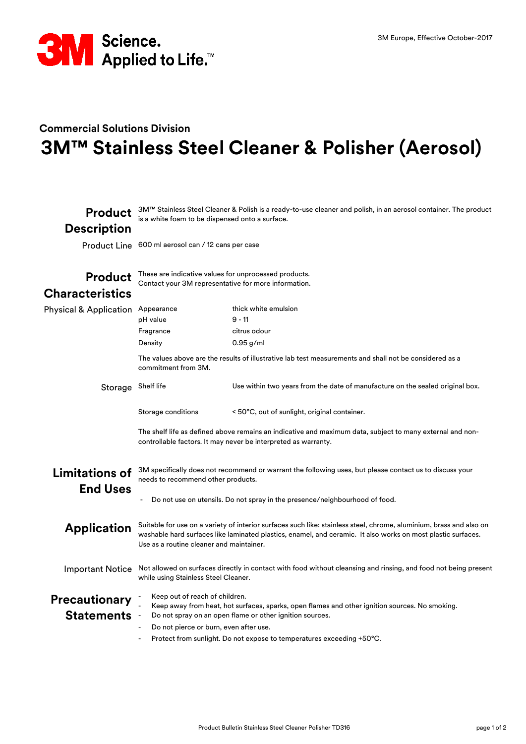3M Europe, Effective October-2017

## Commercial Solutions Division

# 3M™ Stainless Steel Cleaner & Polisher (Aerosol)

## Product Description

3M™ Stainless Steel Cleaner & Polish is a ready-to-use cleaner and polish, in an aerosol container. The product is a white foam to be dispensed onto a surface.

**Product Line**

600 ml aerosol can / 12 cans per case

## Product Characteristics

These are indicative values for unprocessed products.
Contact your 3M representative for more information.

**Physical & Application**

| | |
|---|---|
| Appearance | thick white emulsion |
| pH value | 9 - 11 |
| Fragrance | citrus odour |
| Density | 0.95 g/ml |

The values above are the results of illustrative lab test measurements and shall not be considered as a commitment from 3M.

**Storage**

| | |
|---|---|
| Shelf life | Use within two years from the date of manufacture on the sealed original box. |
| Storage conditions | < 50°C, out of sunlight, original container. |

The shelf life as defined above remains an indicative and maximum data, subject to many external and non-controllable factors. It may never be interpreted as warranty.

## Limitations of End Uses

3M specifically does not recommend or warrant the following uses, but please contact us to discuss your needs to recommend other products.

- Do not use on utensils. Do not spray in the presence/neighbourhood of food.

## Application

Suitable for use on a variety of interior surfaces such like: stainless steel, chrome, aluminium, brass and also on washable hard surfaces like laminated plastics, enamel, and ceramic. It also works on most plastic surfaces. Use as a routine cleaner and maintainer.

**Important Notice**

Not allowed on surfaces directly in contact with food without cleansing and rinsing, and food not being present while using Stainless Steel Cleaner.

## Precautionary Statements

- Keep out of reach of children.
- Keep away from heat, hot surfaces, sparks, open flames and other ignition sources. No smoking.
- Do not spray on an open flame or other ignition sources.
- Do not pierce or burn, even after use.
- Protect from sunlight. Do not expose to temperatures exceeding +50°C.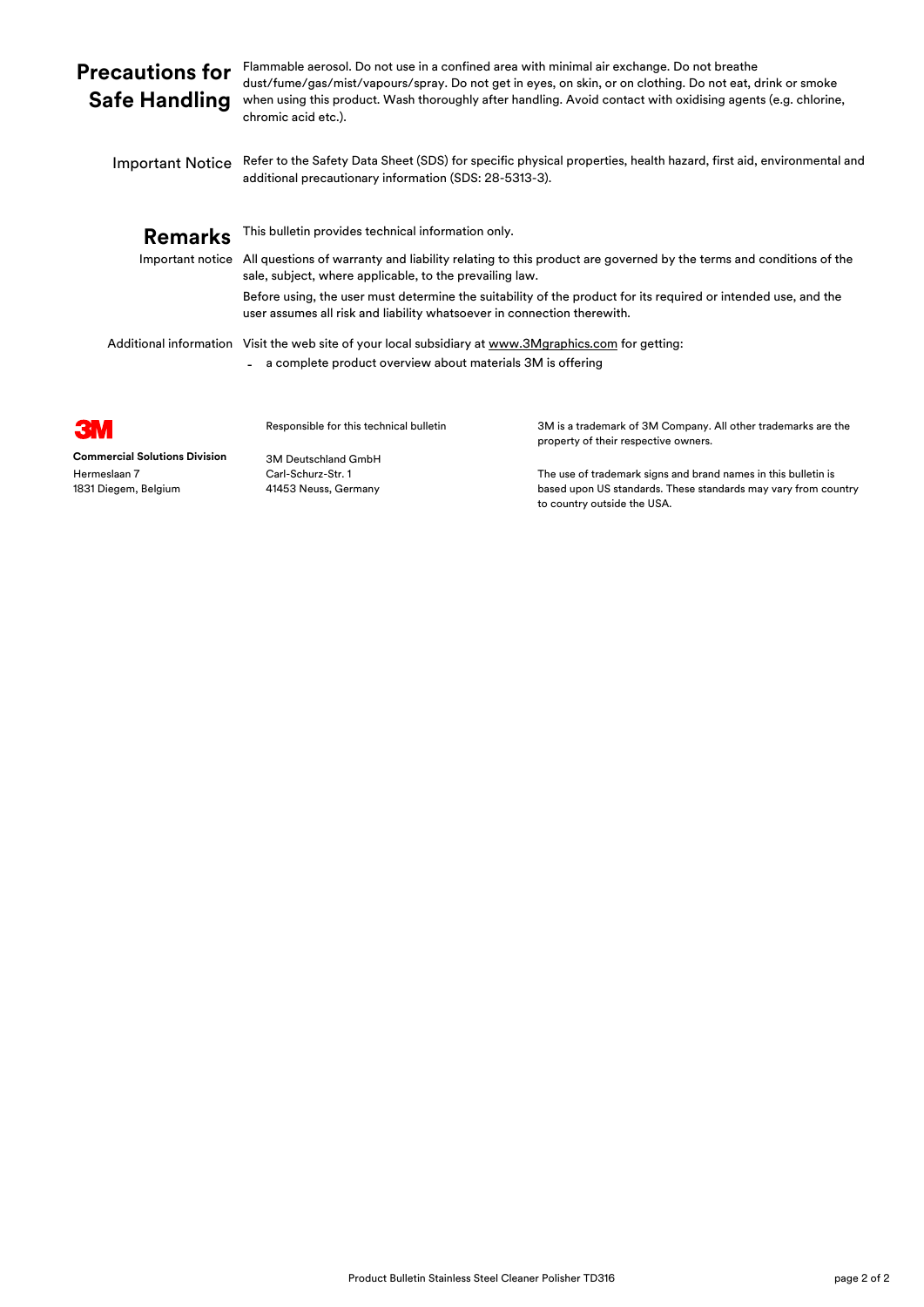## Precautions for Safe Handling

Flammable aerosol. Do not use in a confined area with minimal air exchange. Do not breathe dust/fume/gas/mist/vapours/spray. Do not get in eyes, on skin, or on clothing. Do not eat, drink or smoke when using this product. Wash thoroughly after handling. Avoid contact with oxidising agents (e.g. chlorine, chromic acid etc.).

**Important Notice**

Refer to the Safety Data Sheet (SDS) for specific physical properties, health hazard, first aid, environmental and additional precautionary information (SDS: 28-5313-3).

## Remarks

This bulletin provides technical information only.

**Important notice**

All questions of warranty and liability relating to this product are governed by the terms and conditions of the sale, subject, where applicable, to the prevailing law.

Before using, the user must determine the suitability of the product for its required or intended use, and the user assumes all risk and liability whatsoever in connection therewith.

**Additional information**

Visit the web site of your local subsidiary at www.3Mgraphics.com for getting:

- a complete product overview about materials 3M is offering

3M

**Commercial Solutions Division**
Hermeslaan 7
1831 Diegem, Belgium

Responsible for this technical bulletin

3M Deutschland GmbH
Carl-Schurz-Str. 1
41453 Neuss, Germany

3M is a trademark of 3M Company. All other trademarks are the property of their respective owners.

The use of trademark signs and brand names in this bulletin is based upon US standards. These standards may vary from country to country outside the USA.